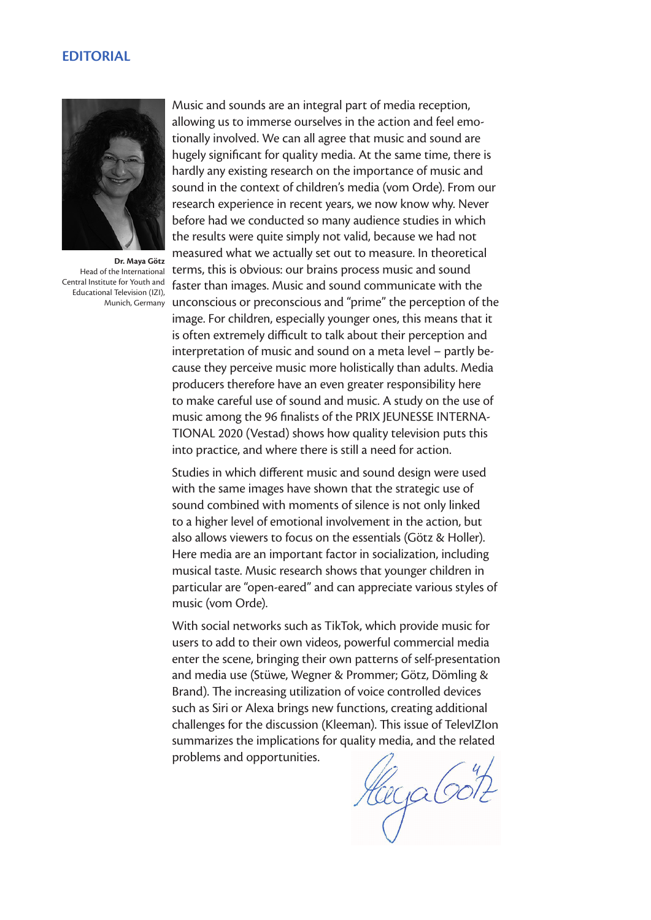# EDITORIAL

**Dr. Maya Götz**
Head of the International Central Institute for Youth and Educational Television (IZI), Munich, Germany

Music and sounds are an integral part of media reception, allowing us to immerse ourselves in the action and feel emotionally involved. We can all agree that music and sound are hugely significant for quality media. At the same time, there is hardly any existing research on the importance of music and sound in the context of children's media (vom Orde). From our research experience in recent years, we now know why. Never before had we conducted so many audience studies in which the results were quite simply not valid, because we had not measured what we actually set out to measure. In theoretical terms, this is obvious: our brains process music and sound faster than images. Music and sound communicate with the unconscious or preconscious and "prime" the perception of the image. For children, especially younger ones, this means that it is often extremely difficult to talk about their perception and interpretation of music and sound on a meta level – partly because they perceive music more holistically than adults. Media producers therefore have an even greater responsibility here to make careful use of sound and music. A study on the use of music among the 96 finalists of the PRIX JEUNESSE INTERNATIONAL 2020 (Vestad) shows how quality television puts this into practice, and where there is still a need for action.

Studies in which different music and sound design were used with the same images have shown that the strategic use of sound combined with moments of silence is not only linked to a higher level of emotional involvement in the action, but also allows viewers to focus on the essentials (Götz & Holler). Here media are an important factor in socialization, including musical taste. Music research shows that younger children in particular are "open-eared" and can appreciate various styles of music (vom Orde).

With social networks such as TikTok, which provide music for users to add to their own videos, powerful commercial media enter the scene, bringing their own patterns of self-presentation and media use (Stüwe, Wegner & Prommer; Götz, Dömling & Brand). The increasing utilization of voice controlled devices such as Siri or Alexa brings new functions, creating additional challenges for the discussion (Kleeman). This issue of TelevIZIon summarizes the implications for quality media, and the related problems and opportunities.

Maya Götz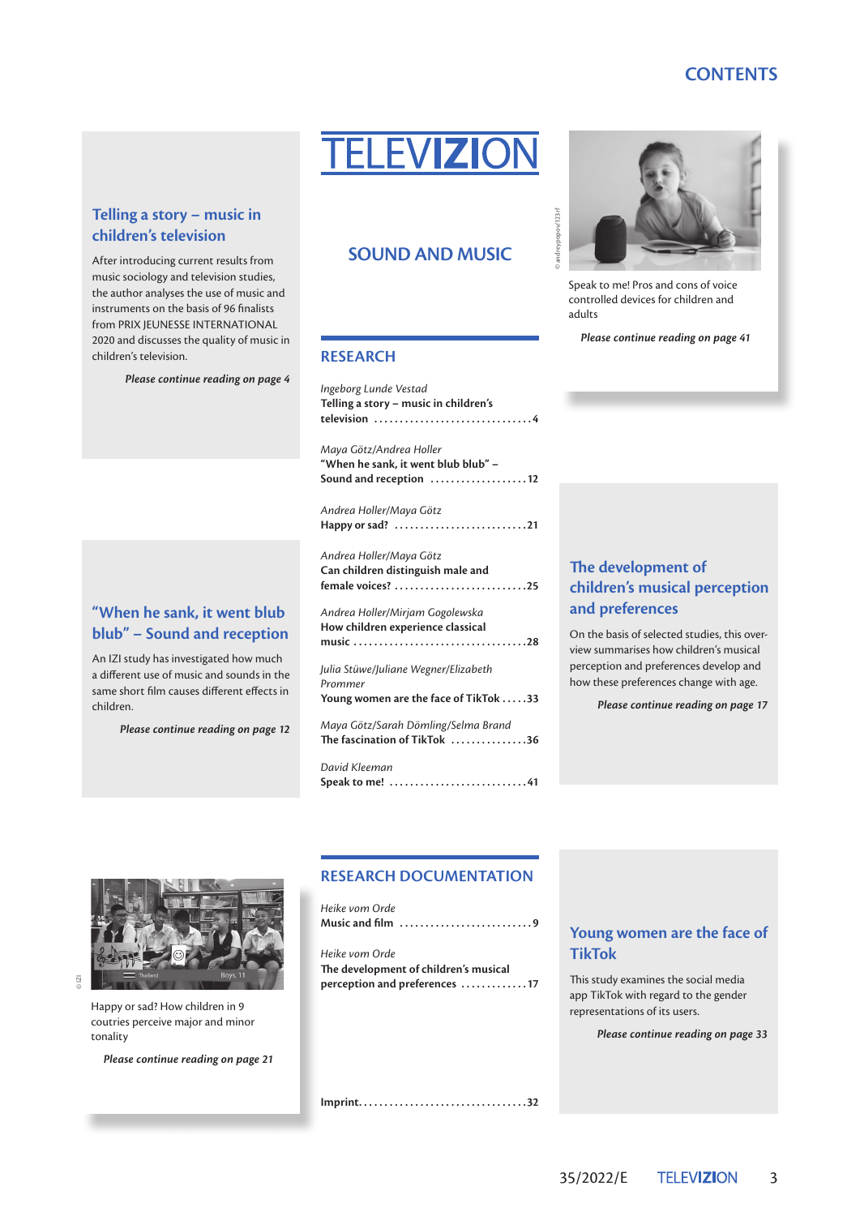# CONTENTS

# TELEVIZION

## SOUND AND MUSIC

## RESEARCH

*Ingeborg Lunde Vestad*
**Telling a story – music in children's television** ............................... 4

*Maya Götz/Andrea Holler*
**"When he sank, it went blub blub" – Sound and reception** .................. 12

*Andrea Holler/Maya Götz*
**Happy or sad?** ......................... 21

*Andrea Holler/Maya Götz*
**Can children distinguish male and female voices?** ......................... 25

*Andrea Holler/Mirjam Gogolewska*
**How children experience classical music** ................................. 28

*Julia Stüwe/Juliane Wegner/Elizabeth Prommer*
**Young women are the face of TikTok** ..... 33

*Maya Götz/Sarah Dömling/Selma Brand*
**The fascination of TikTok** ............... 36

*David Kleeman*
**Speak to me!** ........................... 41

## RESEARCH DOCUMENTATION

*Heike vom Orde*
**Music and film** ......................... 9

*Heike vom Orde*
**The development of children's musical perception and preferences** ............. 17

**Imprint** ................................ 32

---

### Telling a story – music in children's television

After introducing current results from music sociology and television studies, the author analyses the use of music and instruments on the basis of 96 finalists from PRIX JEUNESSE INTERNATIONAL 2020 and discusses the quality of music in children's television.

***Please continue reading on page 4***

### "When he sank, it went blub blub" – Sound and reception

An IZI study has investigated how much a different use of music and sounds in the same short film causes different effects in children.

***Please continue reading on page 12***

© IZI

Happy or sad? How children in 9 coutries perceive major and minor tonality

***Please continue reading on page 21***

© andreypopov/123rf

Speak to me! Pros and cons of voice controlled devices for children and adults

***Please continue reading on page 41***

### The development of children's musical perception and preferences

On the basis of selected studies, this overview summarises how children's musical perception and preferences develop and how these preferences change with age.

***Please continue reading on page 17***

### Young women are the face of TikTok

This study examines the social media app TikTok with regard to the gender representations of its users.

***Please continue reading on page 33***